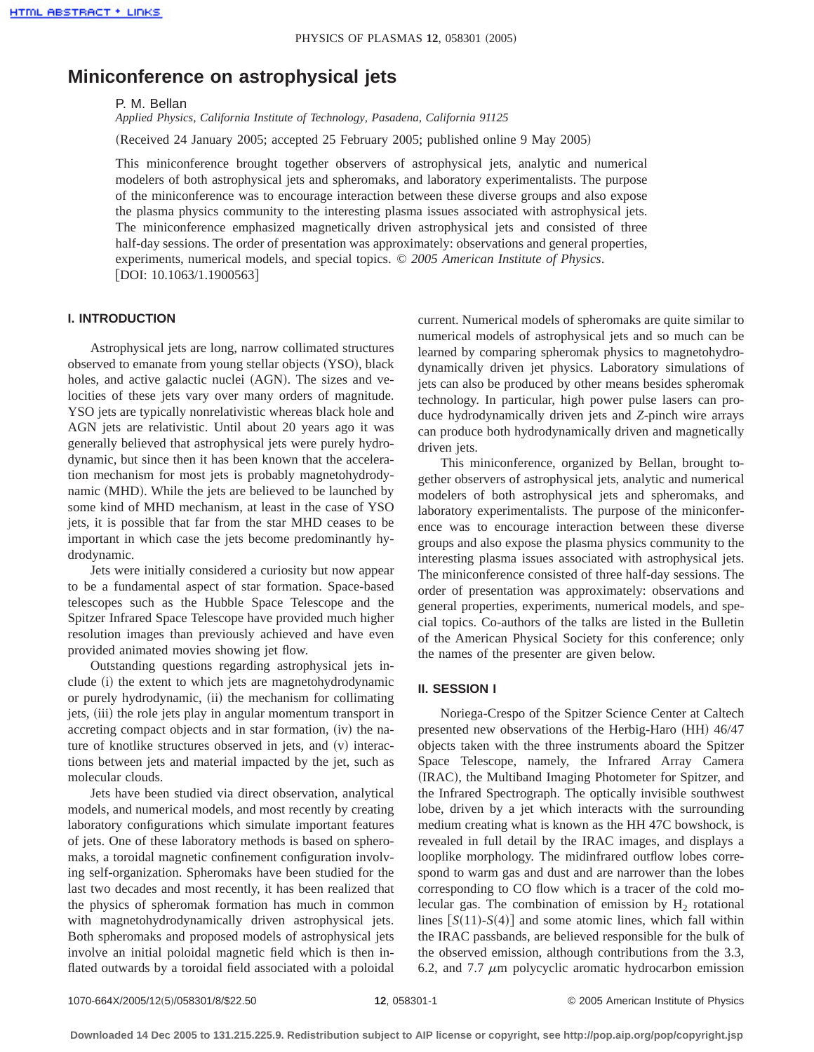# Miniconference on astrophysical jets

P. M. Bellan

*Applied Physics, California Institute of Technology, Pasadena, California 91125*

(Received 24 January 2005; accepted 25 February 2005; published online 9 May 2005)

This miniconference brought together observers of astrophysical jets, analytic and numerical modelers of both astrophysical jets and spheromaks, and laboratory experimentalists. The purpose of the miniconference was to encourage interaction between these diverse groups and also expose the plasma physics community to the interesting plasma issues associated with astrophysical jets. The miniconference emphasized magnetically driven astrophysical jets and consisted of three half-day sessions. The order of presentation was approximately: observations and general properties, experiments, numerical models, and special topics. © *2005 American Institute of Physics*. [DOI: 10.1063/1.1900563]

## I. INTRODUCTION

Astrophysical jets are long, narrow collimated structures observed to emanate from young stellar objects (YSO), black holes, and active galactic nuclei (AGN). The sizes and velocities of these jets vary over many orders of magnitude. YSO jets are typically nonrelativistic whereas black hole and AGN jets are relativistic. Until about 20 years ago it was generally believed that astrophysical jets were purely hydrodynamic, but since then it has been known that the acceleration mechanism for most jets is probably magnetohydrodynamic (MHD). While the jets are believed to be launched by some kind of MHD mechanism, at least in the case of YSO jets, it is possible that far from the star MHD ceases to be important in which case the jets become predominantly hydrodynamic.

Jets were initially considered a curiosity but now appear to be a fundamental aspect of star formation. Space-based telescopes such as the Hubble Space Telescope and the Spitzer Infrared Space Telescope have provided much higher resolution images than previously achieved and have even provided animated movies showing jet flow.

Outstanding questions regarding astrophysical jets include (i) the extent to which jets are magnetohydrodynamic or purely hydrodynamic, (ii) the mechanism for collimating jets, (iii) the role jets play in angular momentum transport in accreting compact objects and in star formation, (iv) the nature of knotlike structures observed in jets, and (v) interactions between jets and material impacted by the jet, such as molecular clouds.

Jets have been studied via direct observation, analytical models, and numerical models, and most recently by creating laboratory configurations which simulate important features of jets. One of these laboratory methods is based on spheromaks, a toroidal magnetic confinement configuration involving self-organization. Spheromaks have been studied for the last two decades and most recently, it has been realized that the physics of spheromak formation has much in common with magnetohydrodynamically driven astrophysical jets. Both spheromaks and proposed models of astrophysical jets involve an initial poloidal magnetic field which is then inflated outwards by a toroidal field associated with a poloidal current. Numerical models of spheromaks are quite similar to numerical models of astrophysical jets and so much can be learned by comparing spheromak physics to magnetohydrodynamically driven jet physics. Laboratory simulations of jets can also be produced by other means besides spheromak technology. In particular, high power pulse lasers can produce hydrodynamically driven jets and $Z$-pinch wire arrays can produce both hydrodynamically driven and magnetically driven jets.

This miniconference, organized by Bellan, brought together observers of astrophysical jets, analytic and numerical modelers of both astrophysical jets and spheromaks, and laboratory experimentalists. The purpose of the miniconference was to encourage interaction between these diverse groups and also expose the plasma physics community to the interesting plasma issues associated with astrophysical jets. The miniconference consisted of three half-day sessions. The order of presentation was approximately: observations and general properties, experiments, numerical models, and special topics. Co-authors of the talks are listed in the Bulletin of the American Physical Society for this conference; only the names of the presenter are given below.

## II. SESSION I

Noriega-Crespo of the Spitzer Science Center at Caltech presented new observations of the Herbig-Haro (HH) 46/47 objects taken with the three instruments aboard the Spitzer Space Telescope, namely, the Infrared Array Camera (IRAC), the Multiband Imaging Photometer for Spitzer, and the Infrared Spectrograph. The optically invisible southwest lobe, driven by a jet which interacts with the surrounding medium creating what is known as the HH 47C bowshock, is revealed in full detail by the IRAC images, and displays a looplike morphology. The midinfrared outflow lobes correspond to warm gas and dust and are narrower than the lobes corresponding to CO flow which is a tracer of the cold molecular gas. The combination of emission by $H_2$ rotational lines [$S(11)$-$S(4)$] and some atomic lines, which fall within the IRAC passbands, are believed responsible for the bulk of the observed emission, although contributions from the 3.3, 6.2, and 7.7 $\mu$m polycyclic aromatic hydrocarbon emission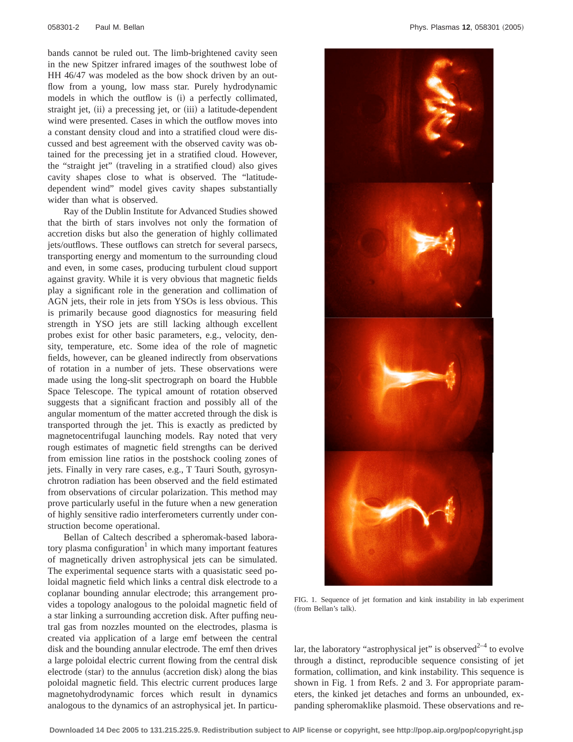bands cannot be ruled out. The limb-brightened cavity seen in the new Spitzer infrared images of the southwest lobe of HH 46/47 was modeled as the bow shock driven by an outflow from a young, low mass star. Purely hydrodynamic models in which the outflow is (i) a perfectly collimated, straight jet, (ii) a precessing jet, or (iii) a latitude-dependent wind were presented. Cases in which the outflow moves into a constant density cloud and into a stratified cloud were discussed and best agreement with the observed cavity was obtained for the precessing jet in a stratified cloud. However, the "straight jet" (traveling in a stratified cloud) also gives cavity shapes close to what is observed. The "latitude-dependent wind" model gives cavity shapes substantially wider than what is observed.

Ray of the Dublin Institute for Advanced Studies showed that the birth of stars involves not only the formation of accretion disks but also the generation of highly collimated jets/outflows. These outflows can stretch for several parsecs, transporting energy and momentum to the surrounding cloud and even, in some cases, producing turbulent cloud support against gravity. While it is very obvious that magnetic fields play a significant role in the generation and collimation of AGN jets, their role in jets from YSOs is less obvious. This is primarily because good diagnostics for measuring field strength in YSO jets are still lacking although excellent probes exist for other basic parameters, e.g., velocity, density, temperature, etc. Some idea of the role of magnetic fields, however, can be gleaned indirectly from observations of rotation in a number of jets. These observations were made using the long-slit spectrograph on board the Hubble Space Telescope. The typical amount of rotation observed suggests that a significant fraction and possibly all of the angular momentum of the matter accreted through the disk is transported through the jet. This is exactly as predicted by magnetocentrifugal launching models. Ray noted that very rough estimates of magnetic field strengths can be derived from emission line ratios in the postshock cooling zones of jets. Finally in very rare cases, e.g., T Tauri South, gyrosynchrotron radiation has been observed and the field estimated from observations of circular polarization. This method may prove particularly useful in the future when a new generation of highly sensitive radio interferometers currently under construction become operational.

Bellan of Caltech described a spheromak-based laboratory plasma configuration[1] in which many important features of magnetically driven astrophysical jets can be simulated. The experimental sequence starts with a quasistatic seed poloidal magnetic field which links a central disk electrode to a coplanar bounding annular electrode; this arrangement provides a topology analogous to the poloidal magnetic field of a star linking a surrounding accretion disk. After puffing neutral gas from nozzles mounted on the electrodes, plasma is created via application of a large emf between the central disk and the bounding annular electrode. The emf then drives a large poloidal electric current flowing from the central disk electrode (star) to the annulus (accretion disk) along the bias poloidal magnetic field. This electric current produces large magnetohydrodynamic forces which result in dynamics analogous to the dynamics of an astrophysical jet. In particular, the laboratory "astrophysical jet" is observed[2–4] to evolve through a distinct, reproducible sequence consisting of jet formation, collimation, and kink instability. This sequence is shown in Fig. 1 from Refs. 2 and 3. For appropriate parameters, the kinked jet detaches and forms an unbounded, expanding spheromaklike plasmoid. These observations and re-

FIG. 1. Sequence of jet formation and kink instability in lab experiment (from Bellan's talk).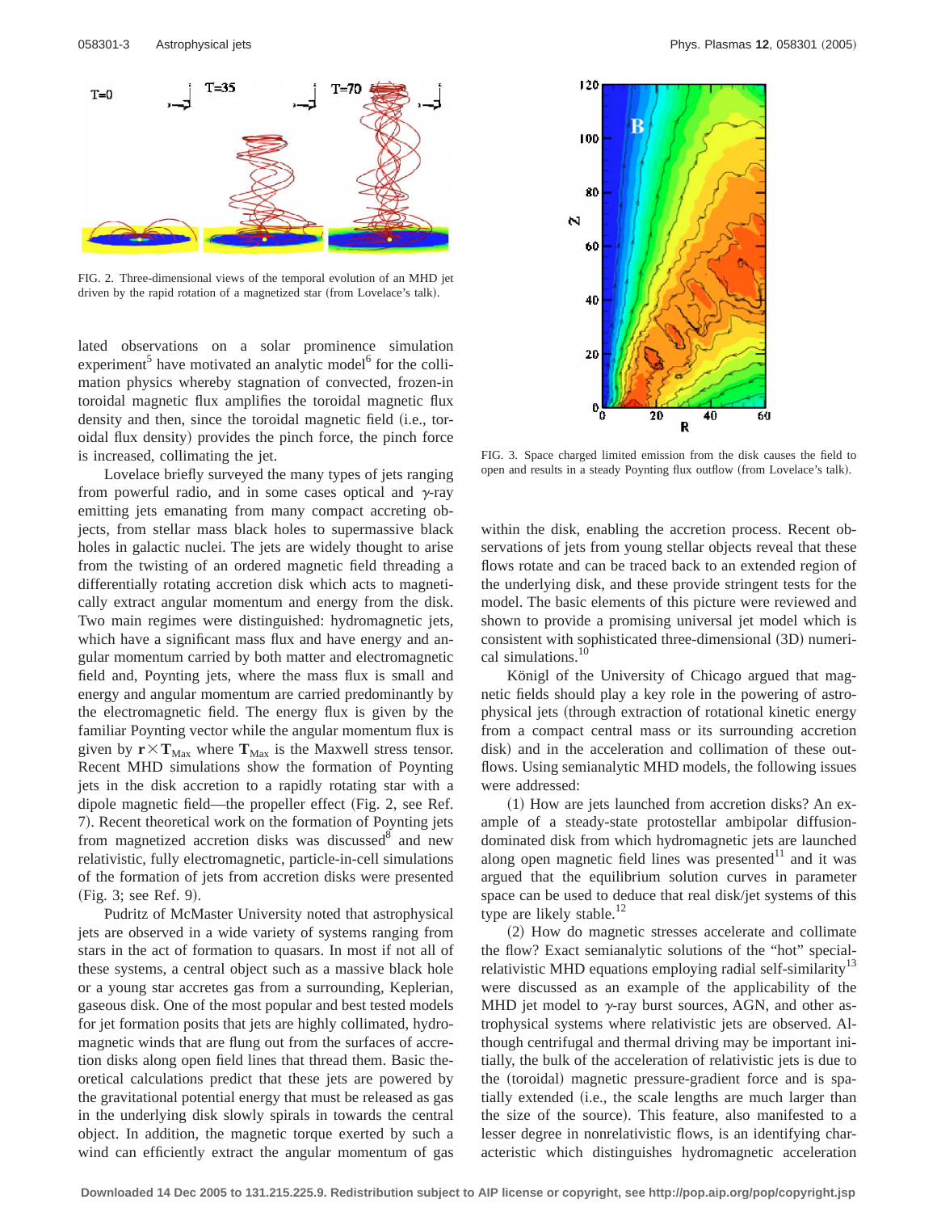FIG. 2. Three-dimensional views of the temporal evolution of an MHD jet driven by the rapid rotation of a magnetized star (from Lovelace's talk).

lated observations on a solar prominence simulation experiment[5] have motivated an analytic model[6] for the collimation physics whereby stagnation of convected, frozen-in toroidal magnetic flux amplifies the toroidal magnetic flux density and then, since the toroidal magnetic field (i.e., toroidal flux density) provides the pinch force, the pinch force is increased, collimating the jet.

Lovelace briefly surveyed the many types of jets ranging from powerful radio, and in some cases optical and $\gamma$-ray emitting jets emanating from many compact accreting objects, from stellar mass black holes to supermassive black holes in galactic nuclei. The jets are widely thought to arise from the twisting of an ordered magnetic field threading a differentially rotating accretion disk which acts to magnetically extract angular momentum and energy from the disk. Two main regimes were distinguished: hydromagnetic jets, which have a significant mass flux and have energy and angular momentum carried by both matter and electromagnetic field and, Poynting jets, where the mass flux is small and energy and angular momentum are carried predominantly by the electromagnetic field. The energy flux is given by the familiar Poynting vector while the angular momentum flux is given by $\mathbf{r} \times \mathbf{T}_{\text{Max}}$ where $\mathbf{T}_{\text{Max}}$ is the Maxwell stress tensor. Recent MHD simulations show the formation of Poynting jets in the disk accretion to a rapidly rotating star with a dipole magnetic field—the propeller effect (Fig. 2, see Ref. 7). Recent theoretical work on the formation of Poynting jets from magnetized accretion disks was discussed[8] and new relativistic, fully electromagnetic, particle-in-cell simulations of the formation of jets from accretion disks were presented (Fig. 3; see Ref. 9).

Pudritz of McMaster University noted that astrophysical jets are observed in a wide variety of systems ranging from stars in the act of formation to quasars. In most if not all of these systems, a central object such as a massive black hole or a young star accretes gas from a surrounding, Keplerian, gaseous disk. One of the most popular and best tested models for jet formation posits that jets are highly collimated, hydromagnetic winds that are flung out from the surfaces of accretion disks along open field lines that thread them. Basic theoretical calculations predict that these jets are powered by the gravitational potential energy that must be released as gas in the underlying disk slowly spirals in towards the central object. In addition, the magnetic torque exerted by such a wind can efficiently extract the angular momentum of gas within the disk, enabling the accretion process. Recent observations of jets from young stellar objects reveal that these flows rotate and can be traced back to an extended region of the underlying disk, and these provide stringent tests for the model. The basic elements of this picture were reviewed and shown to provide a promising universal jet model which is consistent with sophisticated three-dimensional (3D) numerical simulations.[10]

FIG. 3. Space charged limited emission from the disk causes the field to open and results in a steady Poynting flux outflow (from Lovelace's talk).

Königl of the University of Chicago argued that magnetic fields should play a key role in the powering of astrophysical jets (through extraction of rotational kinetic energy from a compact central mass or its surrounding accretion disk) and in the acceleration and collimation of these outflows. Using semianalytic MHD models, the following issues were addressed:

(1) How are jets launched from accretion disks? An example of a steady-state protostellar ambipolar diffusion-dominated disk from which hydromagnetic jets are launched along open magnetic field lines was presented[11] and it was argued that the equilibrium solution curves in parameter space can be used to deduce that real disk/jet systems of this type are likely stable.[12]

(2) How do magnetic stresses accelerate and collimate the flow? Exact semianalytic solutions of the "hot" special-relativistic MHD equations employing radial self-similarity[13] were discussed as an example of the applicability of the MHD jet model to $\gamma$-ray burst sources, AGN, and other astrophysical systems where relativistic jets are observed. Although centrifugal and thermal driving may be important initially, the bulk of the acceleration of relativistic jets is due to the (toroidal) magnetic pressure-gradient force and is spatially extended (i.e., the scale lengths are much larger than the size of the source). This feature, also manifested to a lesser degree in nonrelativistic flows, is an identifying characteristic which distinguishes hydromagnetic acceleration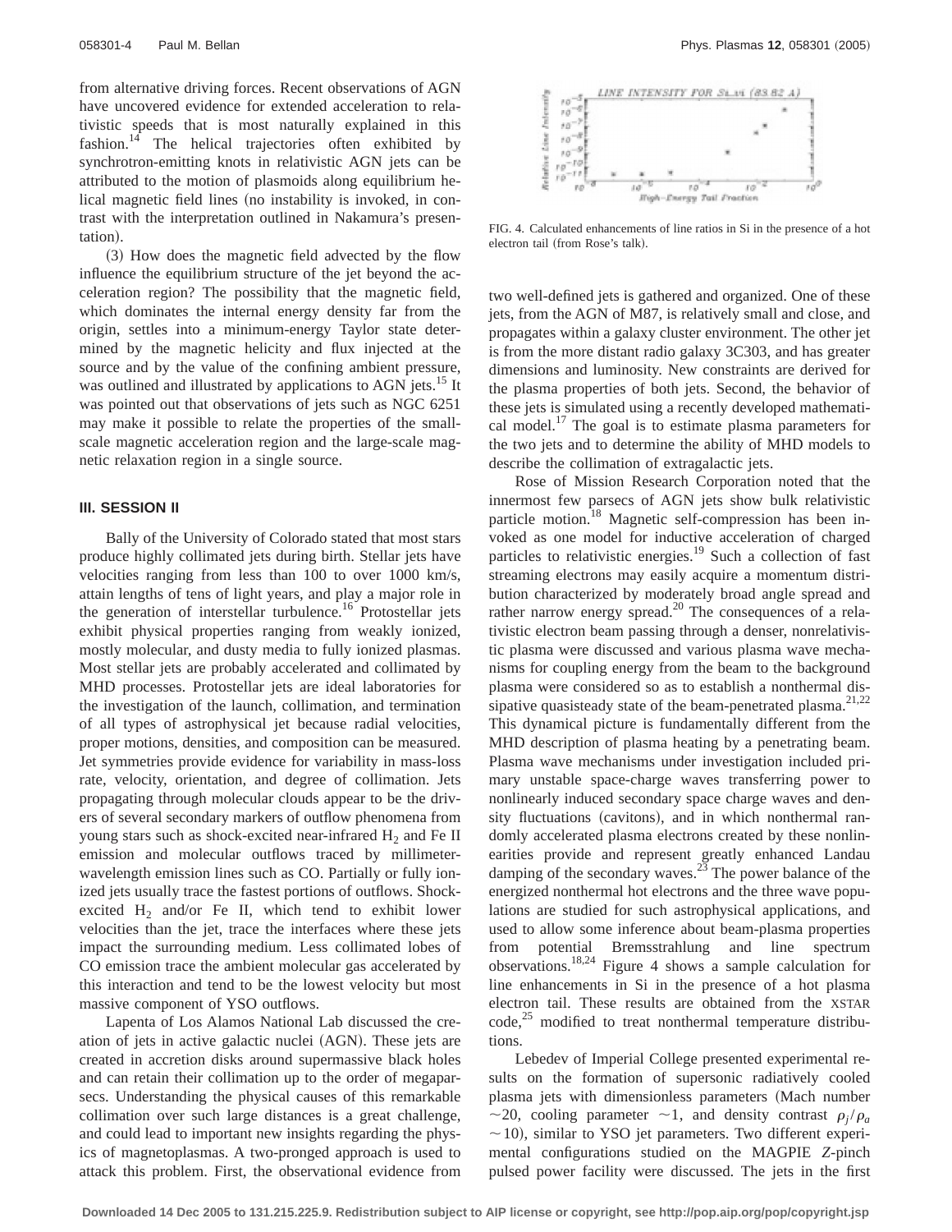from alternative driving forces. Recent observations of AGN have uncovered evidence for extended acceleration to relativistic speeds that is most naturally explained in this fashion.[14] The helical trajectories often exhibited by synchrotron-emitting knots in relativistic AGN jets can be attributed to the motion of plasmoids along equilibrium helical magnetic field lines (no instability is invoked, in contrast with the interpretation outlined in Nakamura's presentation).

(3) How does the magnetic field advected by the flow influence the equilibrium structure of the jet beyond the acceleration region? The possibility that the magnetic field, which dominates the internal energy density far from the origin, settles into a minimum-energy Taylor state determined by the magnetic helicity and flux injected at the source and by the value of the confining ambient pressure, was outlined and illustrated by applications to AGN jets.[15] It was pointed out that observations of jets such as NGC 6251 may make it possible to relate the properties of the small-scale magnetic acceleration region and the large-scale magnetic relaxation region in a single source.

### III. SESSION II

Bally of the University of Colorado stated that most stars produce highly collimated jets during birth. Stellar jets have velocities ranging from less than 100 to over 1000 km/s, attain lengths of tens of light years, and play a major role in the generation of interstellar turbulence.[16] Protostellar jets exhibit physical properties ranging from weakly ionized, mostly molecular, and dusty media to fully ionized plasmas. Most stellar jets are probably accelerated and collimated by MHD processes. Protostellar jets are ideal laboratories for the investigation of the launch, collimation, and termination of all types of astrophysical jet because radial velocities, proper motions, densities, and composition can be measured. Jet symmetries provide evidence for variability in mass-loss rate, velocity, orientation, and degree of collimation. Jets propagating through molecular clouds appear to be the drivers of several secondary markers of outflow phenomena from young stars such as shock-excited near-infrared $H_2$ and Fe II emission and molecular outflows traced by millimeter-wavelength emission lines such as CO. Partially or fully ionized jets usually trace the fastest portions of outflows. Shock-excited $H_2$ and/or Fe II, which tend to exhibit lower velocities than the jet, trace the interfaces where these jets impact the surrounding medium. Less collimated lobes of CO emission trace the ambient molecular gas accelerated by this interaction and tend to be the lowest velocity but most massive component of YSO outflows.

Lapenta of Los Alamos National Lab discussed the creation of jets in active galactic nuclei (AGN). These jets are created in accretion disks around supermassive black holes and can retain their collimation up to the order of megaparsecs. Understanding the physical causes of this remarkable collimation over such large distances is a great challenge, and could lead to important new insights regarding the physics of magnetoplasmas. A two-pronged approach is used to attack this problem. First, the observational evidence from two well-defined jets is gathered and organized. One of these jets, from the AGN of M87, is relatively small and close, and propagates within a galaxy cluster environment. The other jet is from the more distant radio galaxy 3C303, and has greater dimensions and luminosity. New constraints are derived for the plasma properties of both jets. Second, the behavior of these jets is simulated using a recently developed mathematical model.[17] The goal is to estimate plasma parameters for the two jets and to determine the ability of MHD models to describe the collimation of extragalactic jets.

FIG. 4. Calculated enhancements of line ratios in Si in the presence of a hot electron tail (from Rose's talk).

Rose of Mission Research Corporation noted that the innermost few parsecs of AGN jets show bulk relativistic particle motion.[18] Magnetic self-compression has been invoked as one model for inductive acceleration of charged particles to relativistic energies.[19] Such a collection of fast streaming electrons may easily acquire a momentum distribution characterized by moderately broad angle spread and rather narrow energy spread.[20] The consequences of a relativistic electron beam passing through a denser, nonrelativistic plasma were discussed and various plasma wave mechanisms for coupling energy from the beam to the background plasma were considered so as to establish a nonthermal dissipative quasisteady state of the beam-penetrated plasma.[21,22] This dynamical picture is fundamentally different from the MHD description of plasma heating by a penetrating beam. Plasma wave mechanisms under investigation included primary unstable space-charge waves transferring power to nonlinearly induced secondary space charge waves and density fluctuations (cavitons), and in which nonthermal randomly accelerated plasma electrons created by these nonlinearities provide and represent greatly enhanced Landau damping of the secondary waves.[23] The power balance of the energized nonthermal hot electrons and the three wave populations are studied for such astrophysical applications, and used to allow some inference about beam-plasma properties from potential Bremsstrahlung and line spectrum observations.[18,24] Figure 4 shows a sample calculation for line enhancements in Si in the presence of a hot plasma electron tail. These results are obtained from the XSTAR code,[25] modified to treat nonthermal temperature distributions.

Lebedev of Imperial College presented experimental results on the formation of supersonic radiatively cooled plasma jets with dimensionless parameters (Mach number $\sim 20$, cooling parameter $\sim 1$, and density contrast $\rho_j/\rho_a \sim 10$), similar to YSO jet parameters. Two different experimental configurations studied on the MAGPIE Z-pinch pulsed power facility were discussed. The jets in the first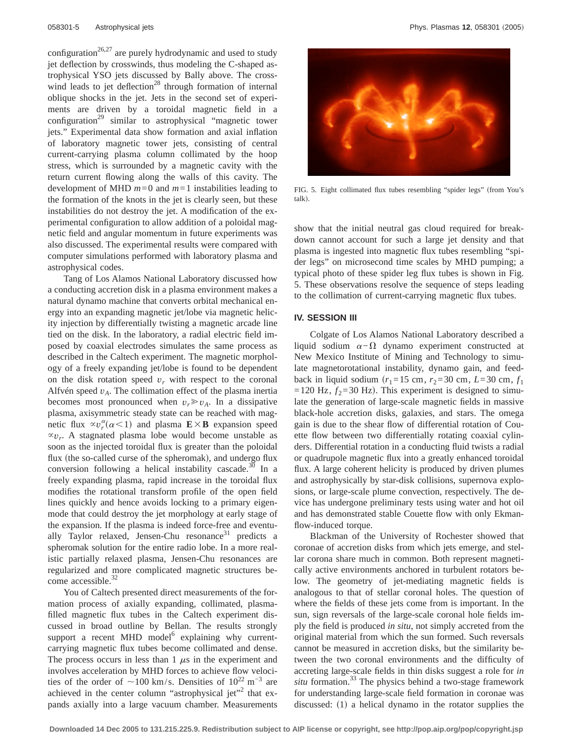configuration[26,27] are purely hydrodynamic and used to study jet deflection by crosswinds, thus modeling the C-shaped astrophysical YSO jets discussed by Bally above. The crosswind leads to jet deflection[28] through formation of internal oblique shocks in the jet. Jets in the second set of experiments are driven by a toroidal magnetic field in a configuration[29] similar to astrophysical "magnetic tower jets." Experimental data show formation and axial inflation of laboratory magnetic tower jets, consisting of central current-carrying plasma column collimated by the hoop stress, which is surrounded by a magnetic cavity with the return current flowing along the walls of this cavity. The development of MHD $m=0$ and $m=1$ instabilities leading to the formation of the knots in the jet is clearly seen, but these instabilities do not destroy the jet. A modification of the experimental configuration to allow addition of a poloidal magnetic field and angular momentum in future experiments was also discussed. The experimental results were compared with computer simulations performed with laboratory plasma and astrophysical codes.

Tang of Los Alamos National Laboratory discussed how a conducting accretion disk in a plasma environment makes a natural dynamo machine that converts orbital mechanical energy into an expanding magnetic jet/lobe via magnetic helicity injection by differentially twisting a magnetic arcade line tied on the disk. In the laboratory, a radial electric field imposed by coaxial electrodes simulates the same process as described in the Caltech experiment. The magnetic morphology of a freely expanding jet/lobe is found to be dependent on the disk rotation speed $v_r$ with respect to the coronal Alfvén speed $v_A$. The collimation effect of the plasma inertia becomes most pronounced when $v_r \gg v_A$. In a dissipative plasma, axisymmetric steady state can be reached with magnetic flux $\propto v_r^{\alpha}(\alpha<1)$ and plasma $\mathbf{E}\times\mathbf{B}$ expansion speed $\propto v_r$. A stagnated plasma lobe would become unstable as soon as the injected toroidal flux is greater than the poloidal flux (the so-called curse of the spheromak), and undergo flux conversion following a helical instability cascade.[30] In a freely expanding plasma, rapid increase in the toroidal flux modifies the rotational transform profile of the open field lines quickly and hence avoids locking to a primary eigenmode that could destroy the jet morphology at early stage of the expansion. If the plasma is indeed force-free and eventually Taylor relaxed, Jensen-Chu resonance[31] predicts a spheromak solution for the entire radio lobe. In a more realistic partially relaxed plasma, Jensen-Chu resonances are regularized and more complicated magnetic structures become accessible.[32]

You of Caltech presented direct measurements of the formation process of axially expanding, collimated, plasma-filled magnetic flux tubes in the Caltech experiment discussed in broad outline by Bellan. The results strongly support a recent MHD model[6] explaining why current-carrying magnetic flux tubes become collimated and dense. The process occurs in less than 1 $\mu$s in the experiment and involves acceleration by MHD forces to achieve flow velocities of the order of $\sim$100 km/s. Densities of $10^{22}$ m$^{-3}$ are achieved in the center column "astrophysical jet"[2] that expands axially into a large vacuum chamber. Measurements show that the initial neutral gas cloud required for breakdown cannot account for such a large jet density and that plasma is ingested into magnetic flux tubes resembling "spider legs" on microsecond time scales by MHD pumping; a typical photo of these spider leg flux tubes is shown in Fig. 5. These observations resolve the sequence of steps leading to the collimation of current-carrying magnetic flux tubes.

FIG. 5. Eight collimated flux tubes resembling "spider legs" (from You's talk).

## IV. SESSION III

Colgate of Los Alamos National Laboratory described a liquid sodium $\alpha-\Omega$ dynamo experiment constructed at New Mexico Institute of Mining and Technology to simulate magnetorotational instability, dynamo gain, and feedback in liquid sodium ($r_1=15$ cm, $r_2=30$ cm, $L=30$ cm, $f_1=120$ Hz, $f_2=30$ Hz). This experiment is designed to simulate the generation of large-scale magnetic fields in massive black-hole accretion disks, galaxies, and stars. The omega gain is due to the shear flow of differential rotation of Couette flow between two differentially rotating coaxial cylinders. Differential rotation in a conducting fluid twists a radial or quadrupole magnetic flux into a greatly enhanced toroidal flux. A large coherent helicity is produced by driven plumes and astrophysically by star-disk collisions, supernova explosions, or large-scale plume convection, respectively. The device has undergone preliminary tests using water and hot oil and has demonstrated stable Couette flow with only Ekman-flow-induced torque.

Blackman of the University of Rochester showed that coronae of accretion disks from which jets emerge, and stellar corona share much in common. Both represent magnetically active environments anchored in turbulent rotators below. The geometry of jet-mediating magnetic fields is analogous to that of stellar coronal holes. The question of where the fields of these jets come from is important. In the sun, sign reversals of the large-scale coronal hole fields imply the field is produced *in situ*, not simply accreted from the original material from which the sun formed. Such reversals cannot be measured in accretion disks, but the similarity between the two coronal environments and the difficulty of accreting large-scale fields in thin disks suggest a role for *in situ* formation.[33] The physics behind a two-stage framework for understanding large-scale field formation in coronae was discussed: (1) a helical dynamo in the rotator supplies the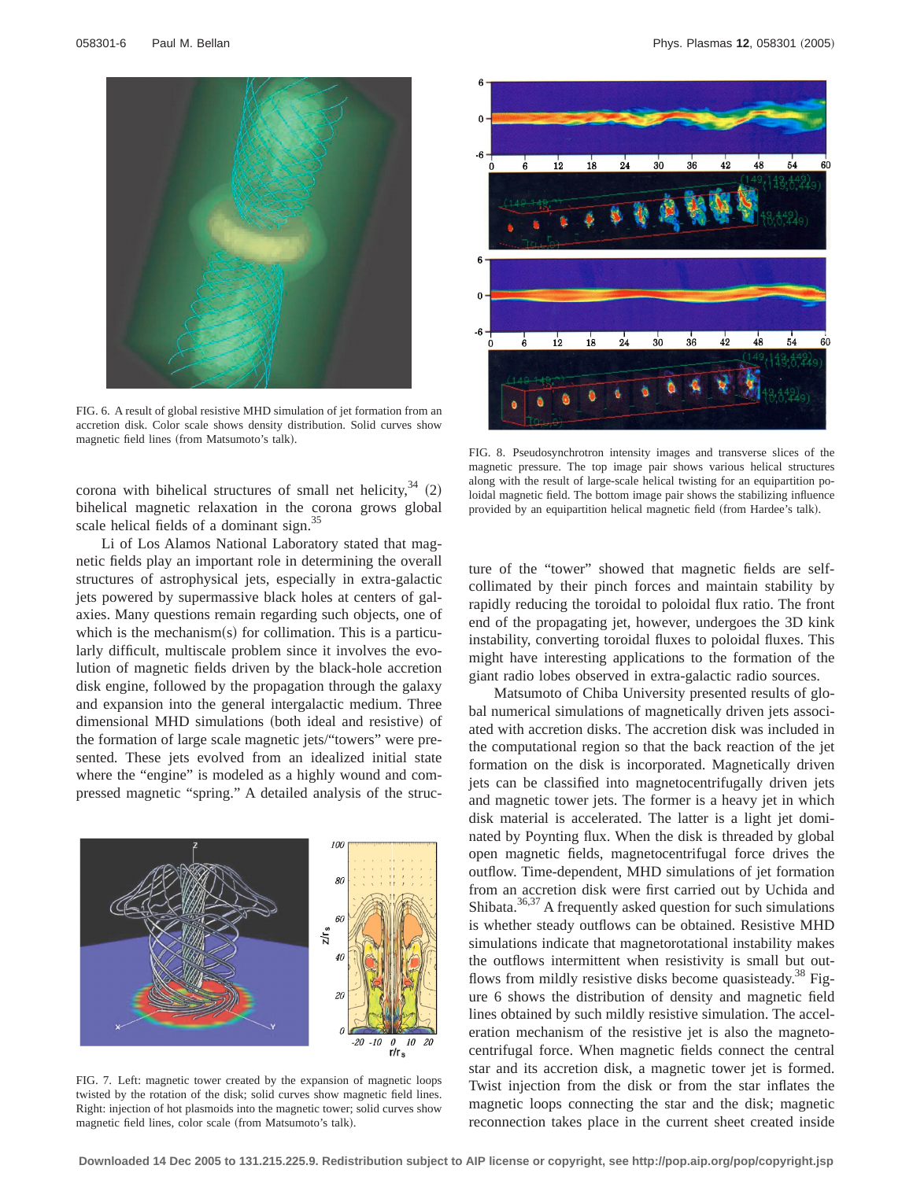FIG. 6. A result of global resistive MHD simulation of jet formation from an accretion disk. Color scale shows density distribution. Solid curves show magnetic field lines (from Matsumoto's talk).

corona with bihelical structures of small net helicity,[34] (2) bihelical magnetic relaxation in the corona grows global scale helical fields of a dominant sign.[35]

Li of Los Alamos National Laboratory stated that magnetic fields play an important role in determining the overall structures of astrophysical jets, especially in extra-galactic jets powered by supermassive black holes at centers of galaxies. Many questions remain regarding such objects, one of which is the mechanism(s) for collimation. This is a particularly difficult, multiscale problem since it involves the evolution of magnetic fields driven by the black-hole accretion disk engine, followed by the propagation through the galaxy and expansion into the general intergalactic medium. Three dimensional MHD simulations (both ideal and resistive) of the formation of large scale magnetic jets/"towers" were presented. These jets evolved from an idealized initial state where the "engine" is modeled as a highly wound and compressed magnetic "spring." A detailed analysis of the structure of the "tower" showed that magnetic fields are self-collimated by their pinch forces and maintain stability by rapidly reducing the toroidal to poloidal flux ratio. The front end of the propagating jet, however, undergoes the 3D kink instability, converting toroidal fluxes to poloidal fluxes. This might have interesting applications to the formation of the giant radio lobes observed in extra-galactic radio sources.

FIG. 7. Left: magnetic tower created by the expansion of magnetic loops twisted by the rotation of the disk; solid curves show magnetic field lines. Right: injection of hot plasmoids into the magnetic tower; solid curves show magnetic field lines, color scale (from Matsumoto's talk).

FIG. 8. Pseudosynchrotron intensity images and transverse slices of the magnetic pressure. The top image pair shows various helical structures along with the result of large-scale helical twisting for an equipartition poloidal magnetic field. The bottom image pair shows the stabilizing influence provided by an equipartition helical magnetic field (from Hardee's talk).

Matsumoto of Chiba University presented results of global numerical simulations of magnetically driven jets associated with accretion disks. The accretion disk was included in the computational region so that the back reaction of the jet formation on the disk is incorporated. Magnetically driven jets can be classified into magnetocentrifugally driven jets and magnetic tower jets. The former is a heavy jet in which disk material is accelerated. The latter is a light jet dominated by Poynting flux. When the disk is threaded by global open magnetic fields, magnetocentrifugal force drives the outflow. Time-dependent, MHD simulations of jet formation from an accretion disk were first carried out by Uchida and Shibata.[36,37] A frequently asked question for such simulations is whether steady outflows can be obtained. Resistive MHD simulations indicate that magnetorotational instability makes the outflows intermittent when resistivity is small but outflows from mildly resistive disks become quasisteady.[38] Figure 6 shows the distribution of density and magnetic field lines obtained by such mildly resistive simulation. The acceleration mechanism of the resistive jet is also the magnetocentrifugal force. When magnetic fields connect the central star and its accretion disk, a magnetic tower jet is formed. Twist injection from the disk or from the star inflates the magnetic loops connecting the star and the disk; magnetic reconnection takes place in the current sheet created inside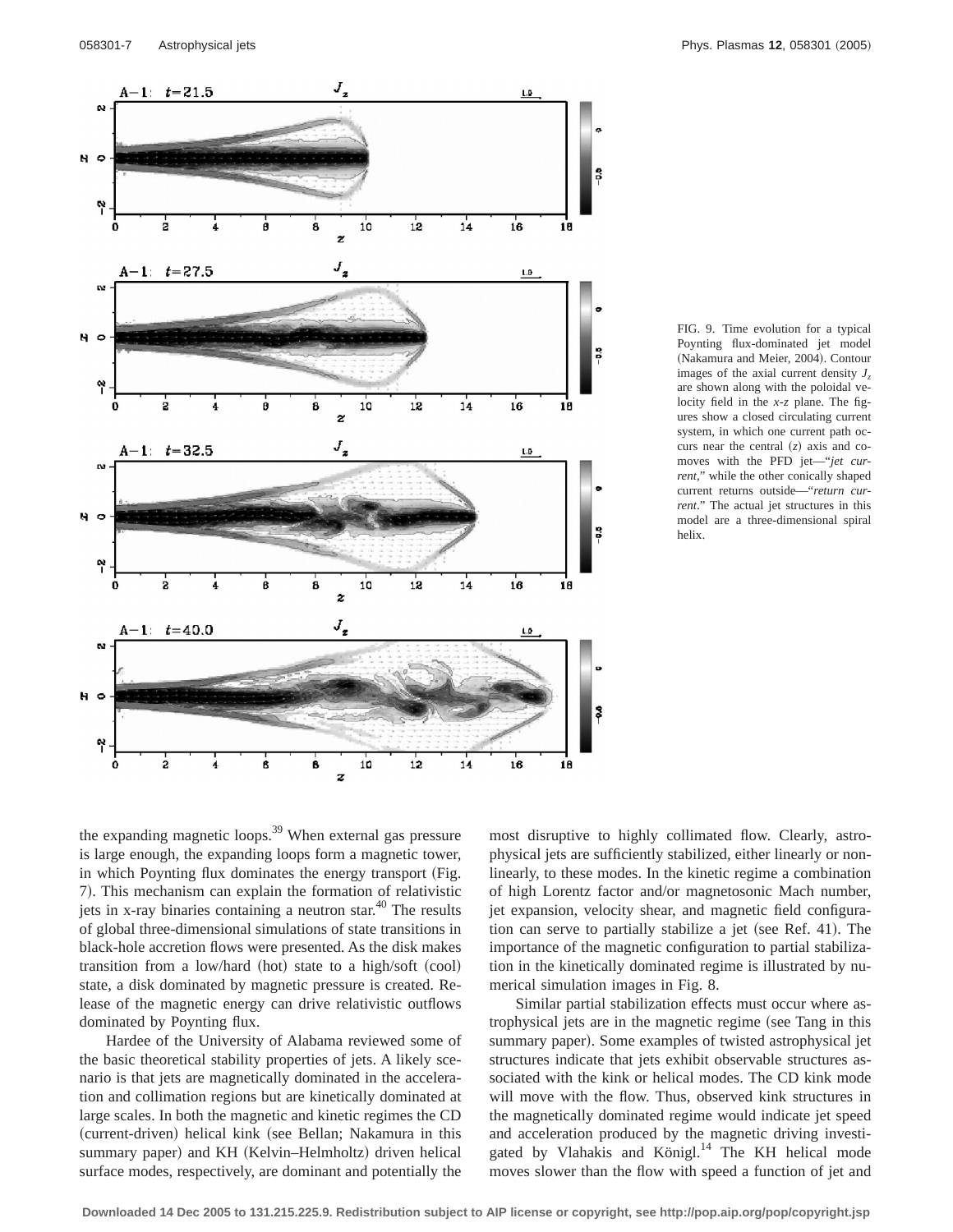FIG. 9. Time evolution for a typical Poynting flux-dominated jet model (Nakamura and Meier, 2004). Contour images of the axial current density $J_z$ are shown along with the poloidal velocity field in the $x$-$z$ plane. The figures show a closed circulating current system, in which one current path occurs near the central ($z$) axis and comoves with the PFD jet—"*jet current*," while the other conically shaped current returns outside—"*return current*." The actual jet structures in this model are a three-dimensional spiral helix.

the expanding magnetic loops.[39] When external gas pressure is large enough, the expanding loops form a magnetic tower, in which Poynting flux dominates the energy transport (Fig. 7). This mechanism can explain the formation of relativistic jets in x-ray binaries containing a neutron star.[40] The results of global three-dimensional simulations of state transitions in black-hole accretion flows were presented. As the disk makes transition from a low/hard (hot) state to a high/soft (cool) state, a disk dominated by magnetic pressure is created. Release of the magnetic energy can drive relativistic outflows dominated by Poynting flux.

Hardee of the University of Alabama reviewed some of the basic theoretical stability properties of jets. A likely scenario is that jets are magnetically dominated in the acceleration and collimation regions but are kinetically dominated at large scales. In both the magnetic and kinetic regimes the CD (current-driven) helical kink (see Bellan; Nakamura in this summary paper) and KH (Kelvin–Helmholtz) driven helical surface modes, respectively, are dominant and potentially the most disruptive to highly collimated flow. Clearly, astrophysical jets are sufficiently stabilized, either linearly or nonlinearly, to these modes. In the kinetic regime a combination of high Lorentz factor and/or magnetosonic Mach number, jet expansion, velocity shear, and magnetic field configuration can serve to partially stabilize a jet (see Ref. 41). The importance of the magnetic configuration to partial stabilization in the kinetically dominated regime is illustrated by numerical simulation images in Fig. 8.

Similar partial stabilization effects must occur where astrophysical jets are in the magnetic regime (see Tang in this summary paper). Some examples of twisted astrophysical jet structures indicate that jets exhibit observable structures associated with the kink or helical modes. The CD kink mode will move with the flow. Thus, observed kink structures in the magnetically dominated regime would indicate jet speed and acceleration produced by the magnetic driving investigated by Vlahakis and Königl.[14] The KH helical mode moves slower than the flow with speed a function of jet and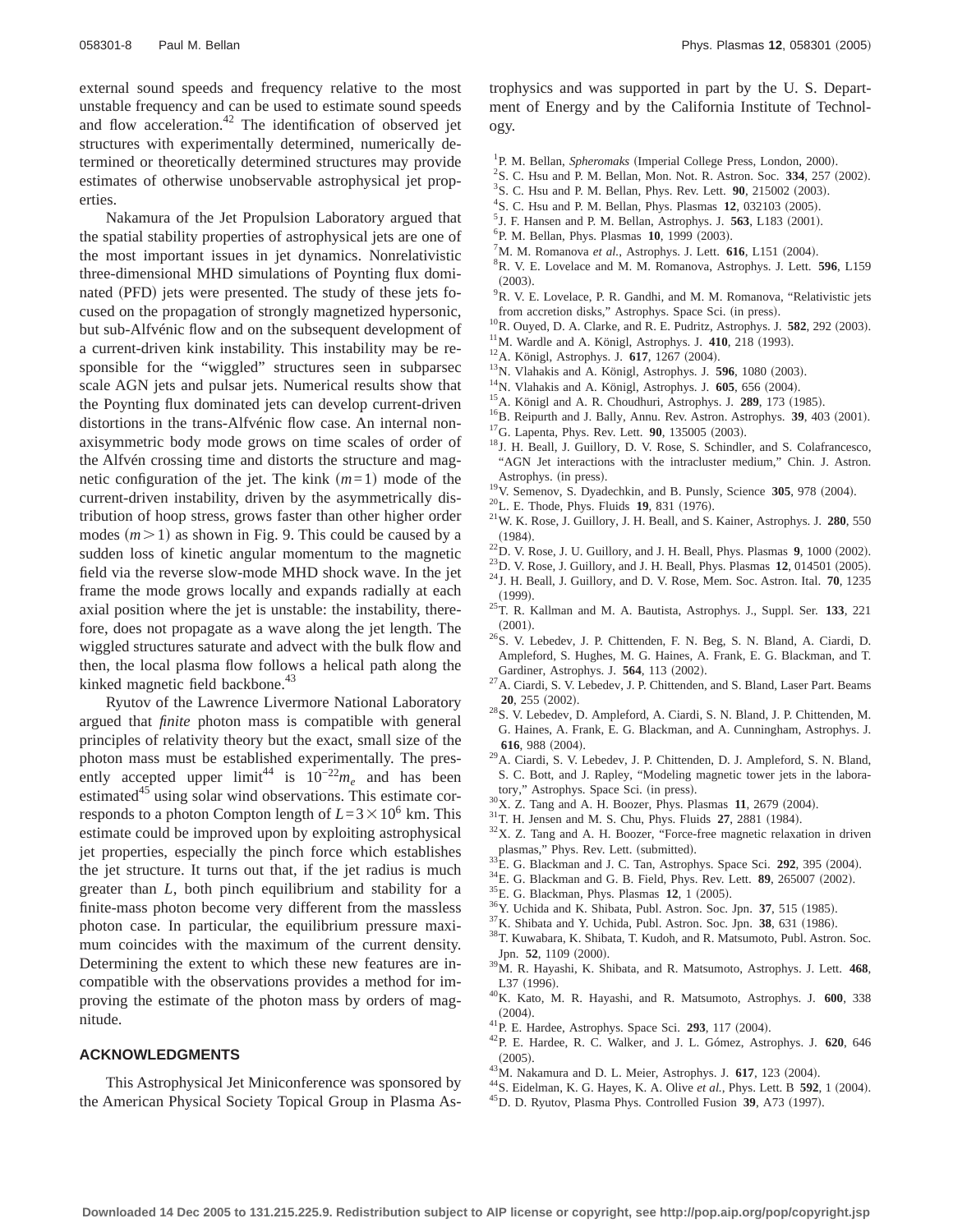external sound speeds and frequency relative to the most unstable frequency and can be used to estimate sound speeds and flow acceleration.[42] The identification of observed jet structures with experimentally determined, numerically determined or theoretically determined structures may provide estimates of otherwise unobservable astrophysical jet properties.

Nakamura of the Jet Propulsion Laboratory argued that the spatial stability properties of astrophysical jets are one of the most important issues in jet dynamics. Nonrelativistic three-dimensional MHD simulations of Poynting flux dominated (PFD) jets were presented. The study of these jets focused on the propagation of strongly magnetized hypersonic, but sub-Alfvénic flow and on the subsequent development of a current-driven kink instability. This instability may be responsible for the "wiggled" structures seen in subparsec scale AGN jets and pulsar jets. Numerical results show that the Poynting flux dominated jets can develop current-driven distortions in the trans-Alfvénic flow case. An internal nonaxisymmetric body mode grows on time scales of order of the Alfvén crossing time and distorts the structure and magnetic configuration of the jet. The kink $(m=1)$ mode of the current-driven instability, driven by the asymmetrically distribution of hoop stress, grows faster than other higher order modes $(m>1)$ as shown in Fig. 9. This could be caused by a sudden loss of kinetic angular momentum to the magnetic field via the reverse slow-mode MHD shock wave. In the jet frame the mode grows locally and expands radially at each axial position where the jet is unstable: the instability, therefore, does not propagate as a wave along the jet length. The wiggled structures saturate and advect with the bulk flow and then, the local plasma flow follows a helical path along the kinked magnetic field backbone.[43]

Ryutov of the Lawrence Livermore National Laboratory argued that *finite* photon mass is compatible with general principles of relativity theory but the exact, small size of the photon mass must be established experimentally. The presently accepted upper limit[44] is $10^{-22}m_e$ and has been estimated[45] using solar wind observations. This estimate corresponds to a photon Compton length of $L=3\times10^6$ km. This estimate could be improved upon by exploiting astrophysical jet properties, especially the pinch force which establishes the jet structure. It turns out that, if the jet radius is much greater than $L$, both pinch equilibrium and stability for a finite-mass photon become very different from the massless photon case. In particular, the equilibrium pressure maximum coincides with the maximum of the current density. Determining the extent to which these new features are incompatible with the observations provides a method for improving the estimate of the photon mass by orders of magnitude.

## ACKNOWLEDGMENTS

This Astrophysical Jet Miniconference was sponsored by the American Physical Society Topical Group in Plasma Astrophysics and was supported in part by the U. S. Department of Energy and by the California Institute of Technology.

[1] P. M. Bellan, *Spheromaks* (Imperial College Press, London, 2000).
[2] S. C. Hsu and P. M. Bellan, Mon. Not. R. Astron. Soc. **334**, 257 (2002).
[3] S. C. Hsu and P. M. Bellan, Phys. Rev. Lett. **90**, 215002 (2003).
[4] S. C. Hsu and P. M. Bellan, Phys. Plasmas **12**, 032103 (2005).
[5] J. F. Hansen and P. M. Bellan, Astrophys. J. **563**, L183 (2001).
[6] P. M. Bellan, Phys. Plasmas **10**, 1999 (2003).
[7] M. M. Romanova *et al.*, Astrophys. J. Lett. **616**, L151 (2004).
[8] R. V. E. Lovelace and M. M. Romanova, Astrophys. J. Lett. **596**, L159 (2003).
[9] R. V. E. Lovelace, P. R. Gandhi, and M. M. Romanova, "Relativistic jets from accretion disks," Astrophys. Space Sci. (in press).
[10] R. Ouyed, D. A. Clarke, and R. E. Pudritz, Astrophys. J. **582**, 292 (2003).
[11] M. Wardle and A. Königl, Astrophys. J. **410**, 218 (1993).
[12] A. Königl, Astrophys. J. **617**, 1267 (2004).
[13] N. Vlahakis and A. Königl, Astrophys. J. **596**, 1080 (2003).
[14] N. Vlahakis and A. Königl, Astrophys. J. **605**, 656 (2004).
[15] A. Königl and A. R. Choudhuri, Astrophys. J. **289**, 173 (1985).
[16] B. Reipurth and J. Bally, Annu. Rev. Astron. Astrophys. **39**, 403 (2001).
[17] G. Lapenta, Phys. Rev. Lett. **90**, 135005 (2003).
[18] J. H. Beall, J. Guillory, D. V. Rose, S. Schindler, and S. Colafrancesco, "AGN Jet interactions with the intracluster medium," Chin. J. Astron. Astrophys. (in press).
[19] V. Semenov, S. Dyadechkin, and B. Punsly, Science **305**, 978 (2004).
[20] L. E. Thode, Phys. Fluids **19**, 831 (1976).
[21] W. K. Rose, J. Guillory, J. H. Beall, and S. Kainer, Astrophys. J. **280**, 550 (1984).
[22] D. V. Rose, J. U. Guillory, and J. H. Beall, Phys. Plasmas **9**, 1000 (2002).
[23] D. V. Rose, J. Guillory, and J. H. Beall, Phys. Plasmas **12**, 014501 (2005).
[24] J. H. Beall, J. Guillory, and D. V. Rose, Mem. Soc. Astron. Ital. **70**, 1235 (1999).
[25] T. R. Kallman and M. A. Bautista, Astrophys. J., Suppl. Ser. **133**, 221 (2001).
[26] S. V. Lebedev, J. P. Chittenden, F. N. Beg, S. N. Bland, A. Ciardi, D. Ampleford, S. Hughes, M. G. Haines, A. Frank, E. G. Blackman, and T. Gardiner, Astrophys. J. **564**, 113 (2002).
[27] A. Ciardi, S. V. Lebedev, J. P. Chittenden, and S. Bland, Laser Part. Beams **20**, 255 (2002).
[28] S. V. Lebedev, D. Ampleford, A. Ciardi, S. N. Bland, J. P. Chittenden, M. G. Haines, A. Frank, E. G. Blackman, and A. Cunningham, Astrophys. J. **616**, 988 (2004).
[29] A. Ciardi, S. V. Lebedev, J. P. Chittenden, D. J. Ampleford, S. N. Bland, S. C. Bott, and J. Rapley, "Modeling magnetic tower jets in the laboratory," Astrophys. Space Sci. (in press).
[30] X. Z. Tang and A. H. Boozer, Phys. Plasmas **11**, 2679 (2004).
[31] T. H. Jensen and M. S. Chu, Phys. Fluids **27**, 2881 (1984).
[32] X. Z. Tang and A. H. Boozer, "Force-free magnetic relaxation in driven plasmas," Phys. Rev. Lett. (submitted).
[33] E. G. Blackman and J. C. Tan, Astrophys. Space Sci. **292**, 395 (2004).
[34] E. G. Blackman and G. B. Field, Phys. Rev. Lett. **89**, 265007 (2002).
[35] E. G. Blackman, Phys. Plasmas **12**, 1 (2005).
[36] Y. Uchida and K. Shibata, Publ. Astron. Soc. Jpn. **37**, 515 (1985).
[37] K. Shibata and Y. Uchida, Publ. Astron. Soc. Jpn. **38**, 631 (1986).
[38] T. Kuwabara, K. Shibata, T. Kudoh, and R. Matsumoto, Publ. Astron. Soc. Jpn. **52**, 1109 (2000).
[39] M. R. Hayashi, K. Shibata, and R. Matsumoto, Astrophys. J. Lett. **468**, L37 (1996).
[40] K. Kato, M. R. Hayashi, and R. Matsumoto, Astrophys. J. **600**, 338 (2004).
[41] P. E. Hardee, Astrophys. Space Sci. **293**, 117 (2004).
[42] P. E. Hardee, R. C. Walker, and J. L. Gómez, Astrophys. J. **620**, 646 (2005).
[43] M. Nakamura and D. L. Meier, Astrophys. J. **617**, 123 (2004).
[44] S. Eidelman, K. G. Hayes, K. A. Olive *et al.*, Phys. Lett. B **592**, 1 (2004).
[45] D. D. Ryutov, Plasma Phys. Controlled Fusion **39**, A73 (1997).